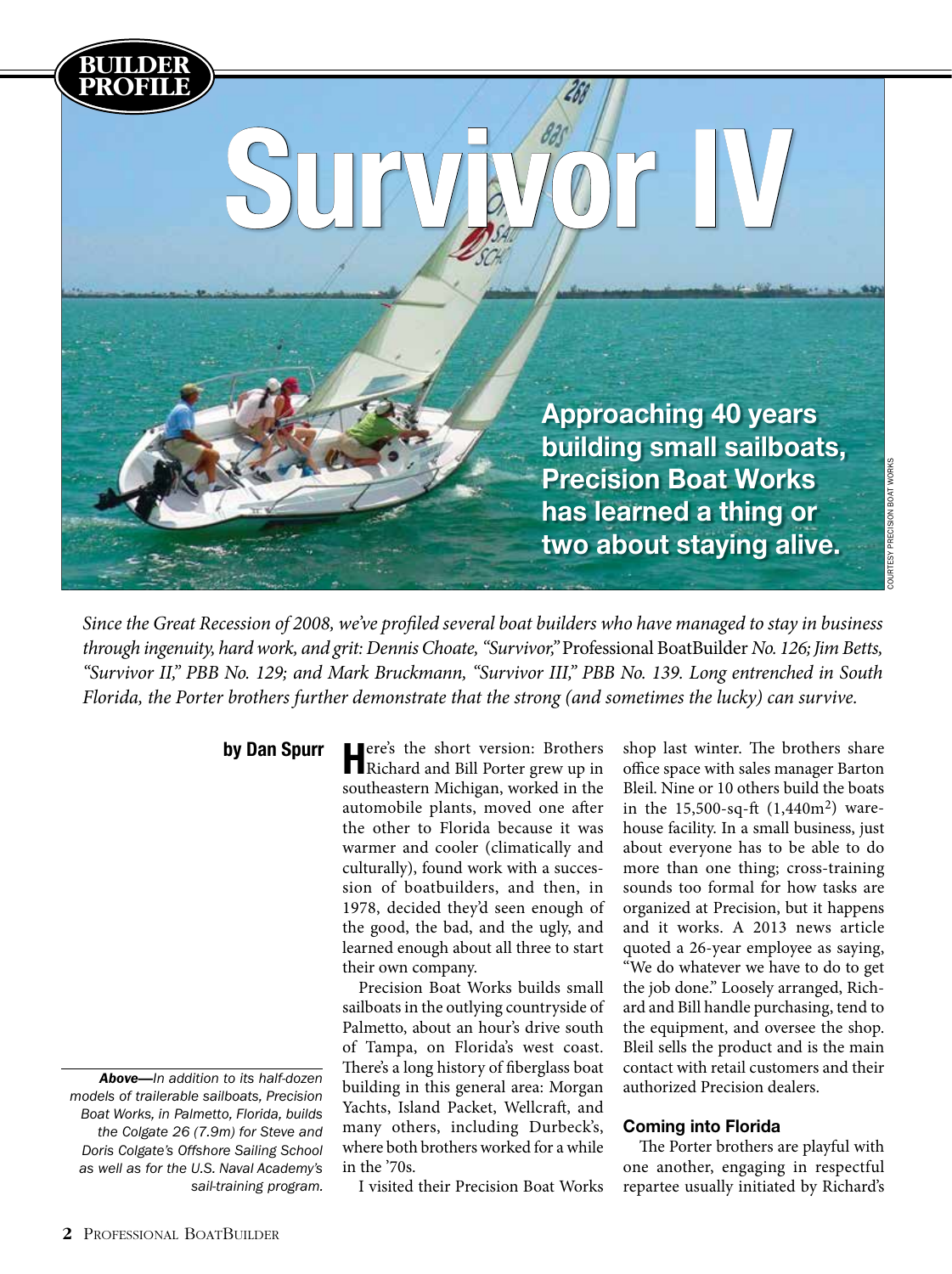BUILDER PROFILE

# Survivor IV

**Approaching 40 years building small sailboats, Precision Boat Works has learned a thing or two about staying alive.**

COURTESY PRECISION BOAT WORKS

*Since the Great Recession of 2008, we've profiled several boat builders who have managed to stay in business through ingenuity, hard work, and grit: Dennis Choate, "Survivor,"* Professional BoatBuilder *No. 126; Jim Betts, "Survivor II," PBB No. 129; and Mark Bruckmann, "Survivor III," PBB No. 139. Long entrenched in South Florida, the Porter brothers further demonstrate that the strong (and sometimes the lucky) can survive.*

**by Dan Spurr**

***Above—****In addition to its half-dozen models of trailerable sailboats, Precision Boat Works, in Palmetto, Florida, builds the Colgate 26 (7.9m) for Steve and Doris Colgate's Offshore Sailing School as well as for the U.S. Naval Academy's sail-training program.*

Here's the short version: Brothers Richard and Bill Porter grew up in southeastern Michigan, worked in the automobile plants, moved one after the other to Florida because it was warmer and cooler (climatically and culturally), found work with a succession of boatbuilders, and then, in 1978, decided they'd seen enough of the good, the bad, and the ugly, and learned enough about all three to start their own company.

Precision Boat Works builds small sailboats in the outlying countryside of Palmetto, about an hour's drive south of Tampa, on Florida's west coast. There's a long history of fiberglass boat building in this general area: Morgan Yachts, Island Packet, Wellcraft, and many others, including Durbeck's, where both brothers worked for a while in the '70s.

I visited their Precision Boat Works shop last winter. The brothers share office space with sales manager Barton Bleil. Nine or 10 others build the boats in the 15,500-sq-ft (1,440m$^2$) warehouse facility. In a small business, just about everyone has to be able to do more than one thing; cross-training sounds too formal for how tasks are organized at Precision, but it happens and it works. A 2013 news article quoted a 26-year employee as saying, "We do whatever we have to do to get the job done." Loosely arranged, Richard and Bill handle purchasing, tend to the equipment, and oversee the shop. Bleil sells the product and is the main contact with retail customers and their authorized Precision dealers.

### Coming into Florida

The Porter brothers are playful with one another, engaging in respectful repartee usually initiated by Richard's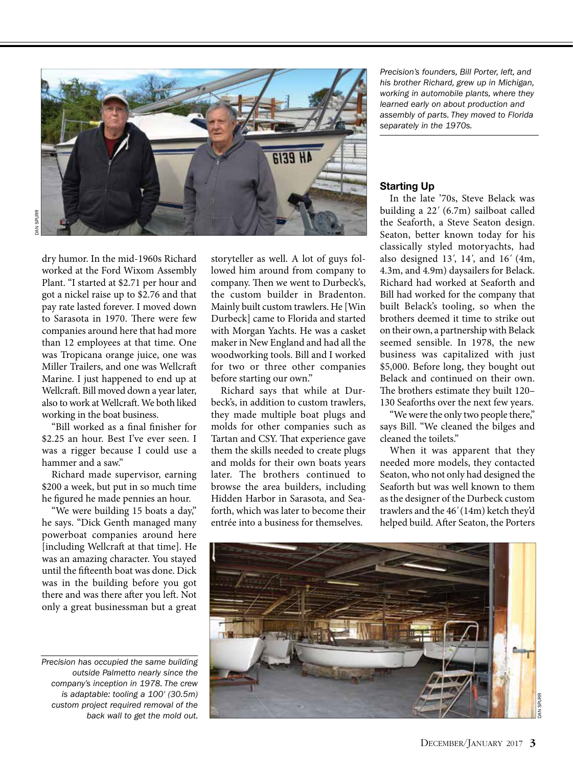*Precision's founders, Bill Porter, left, and his brother Richard, grew up in Michigan, working in automobile plants, where they learned early on about production and assembly of parts. They moved to Florida separately in the 1970s.*

dry humor. In the mid-1960s Richard worked at the Ford Wixom Assembly Plant. "I started at $2.71 per hour and got a nickel raise up to $2.76 and that pay rate lasted forever. I moved down to Sarasota in 1970. There were few companies around here that had more than 12 employees at that time. One was Tropicana orange juice, one was Miller Trailers, and one was Wellcraft Marine. I just happened to end up at Wellcraft. Bill moved down a year later, also to work at Wellcraft. We both liked working in the boat business.

"Bill worked as a final finisher for $2.25 an hour. Best I've ever seen. I was a rigger because I could use a hammer and a saw."

Richard made supervisor, earning $200 a week, but put in so much time he figured he made pennies an hour.

"We were building 15 boats a day," he says. "Dick Genth managed many powerboat companies around here [including Wellcraft at that time]. He was an amazing character. You stayed until the fifteenth boat was done. Dick was in the building before you got there and was there after you left. Not only a great businessman but a great storyteller as well. A lot of guys followed him around from company to company. Then we went to Durbeck's, the custom builder in Bradenton. Mainly built custom trawlers. He [Win Durbeck] came to Florida and started with Morgan Yachts. He was a casket maker in New England and had all the woodworking tools. Bill and I worked for two or three other companies before starting our own."

Richard says that while at Durbeck's, in addition to custom trawlers, they made multiple boat plugs and molds for other companies such as Tartan and CSY. That experience gave them the skills needed to create plugs and molds for their own boats years later. The brothers continued to browse the area builders, including Hidden Harbor in Sarasota, and Seaforth, which was later to become their entrée into a business for themselves.

### Starting Up

In the late '70s, Steve Belack was building a 22′ (6.7m) sailboat called the Seaforth, a Steve Seaton design. Seaton, better known today for his classically styled motoryachts, had also designed 13′, 14′, and 16′ (4m, 4.3m, and 4.9m) daysailers for Belack. Richard had worked at Seaforth and Bill had worked for the company that built Belack's tooling, so when the brothers deemed it time to strike out on their own, a partnership with Belack seemed sensible. In 1978, the new business was capitalized with just $5,000. Before long, they bought out Belack and continued on their own. The brothers estimate they built 120–130 Seaforths over the next few years.

"We were the only two people there," says Bill. "We cleaned the bilges and cleaned the toilets."

When it was apparent that they needed more models, they contacted Seaton, who not only had designed the Seaforth but was well known to them as the designer of the Durbeck custom trawlers and the 46′ (14m) ketch they'd helped build. After Seaton, the Porters

*Precision has occupied the same building outside Palmetto nearly since the company's inception in 1978. The crew is adaptable: tooling a 100′ (30.5m) custom project required removal of the back wall to get the mold out.*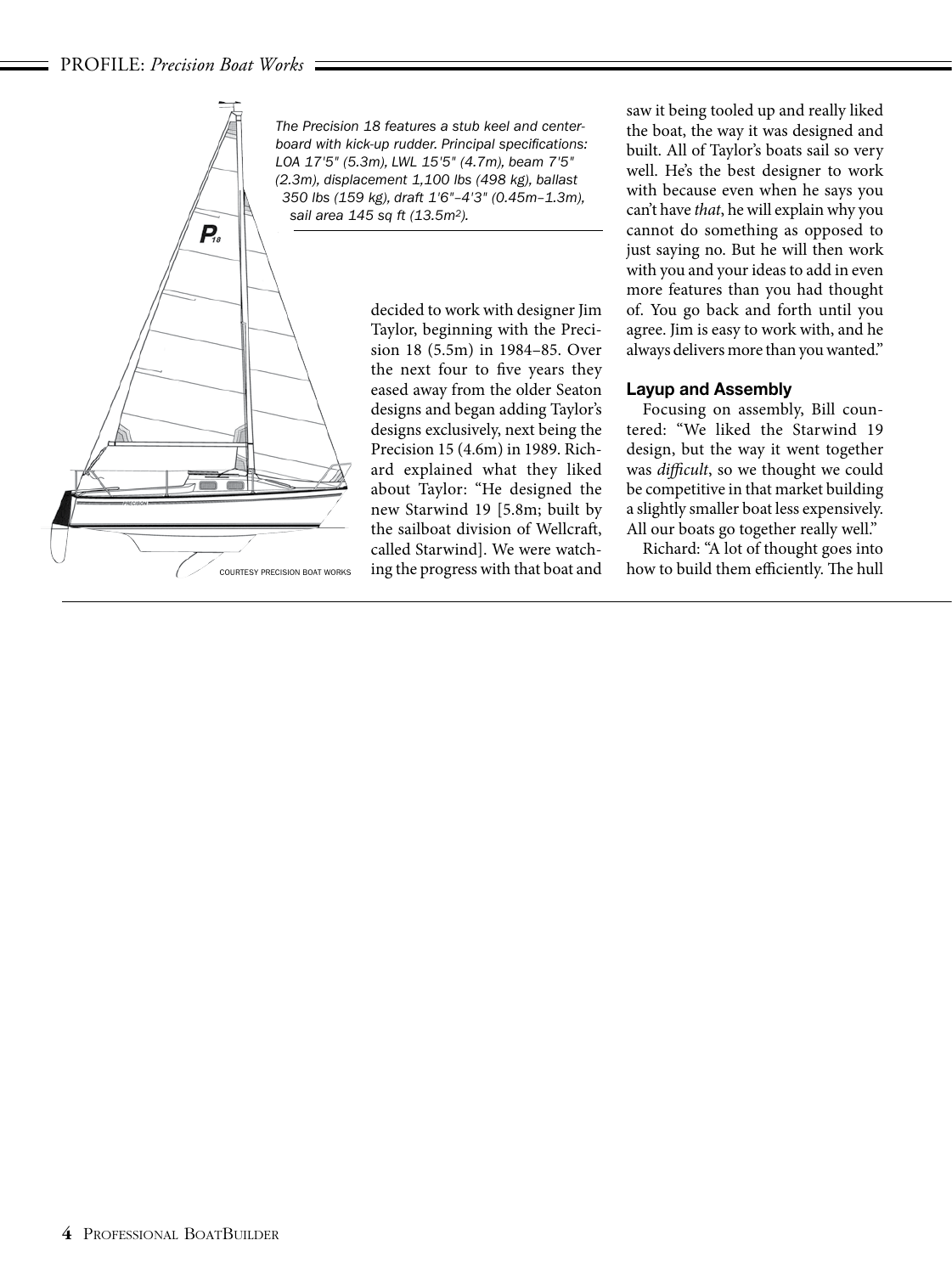*The Precision 18 features a stub keel and centerboard with kick-up rudder. Principal specifications: LOA 17'5" (5.3m), LWL 15'5" (4.7m), beam 7'5" (2.3m), displacement 1,100 lbs (498 kg), ballast 350 lbs (159 kg), draft 1'6"–4'3" (0.45m–1.3m), sail area 145 sq ft (13.5m²).*

COURTESY PRECISION BOAT WORKS

decided to work with designer Jim Taylor, beginning with the Precision 18 (5.5m) in 1984–85. Over the next four to five years they eased away from the older Seaton designs and began adding Taylor's designs exclusively, next being the Precision 15 (4.6m) in 1989. Richard explained what they liked about Taylor: "He designed the new Starwind 19 [5.8m; built by the sailboat division of Wellcraft, called Starwind]. We were watching the progress with that boat and saw it being tooled up and really liked the boat, the way it was designed and built. All of Taylor's boats sail so very well. He's the best designer to work with because even when he says you can't have *that*, he will explain why you cannot do something as opposed to just saying no. But he will then work with you and your ideas to add in even more features than you had thought of. You go back and forth until you agree. Jim is easy to work with, and he always delivers more than you wanted."

### Layup and Assembly

Focusing on assembly, Bill countered: "We liked the Starwind 19 design, but the way it went together was *difficult*, so we thought we could be competitive in that market building a slightly smaller boat less expensively. All our boats go together really well."

Richard: "A lot of thought goes into how to build them efficiently. The hull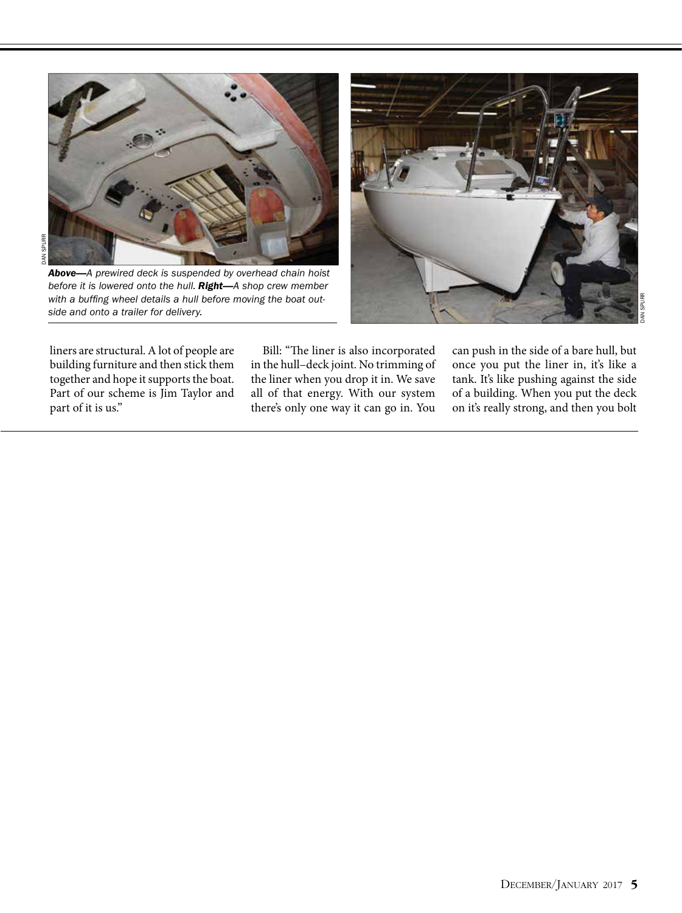DAN SPURR

***Above***—*A prewired deck is suspended by overhead chain hoist before it is lowered onto the hull.* ***Right***—*A shop crew member with a buffing wheel details a hull before moving the boat outside and onto a trailer for delivery.*

DAN SPURR

liners are structural. A lot of people are building furniture and then stick them together and hope it supports the boat. Part of our scheme is Jim Taylor and part of it is us."

Bill: "The liner is also incorporated in the hull–deck joint. No trimming of the liner when you drop it in. We save all of that energy. With our system there's only one way it can go in. You can push in the side of a bare hull, but once you put the liner in, it's like a tank. It's like pushing against the side of a building. When you put the deck on it's really strong, and then you bolt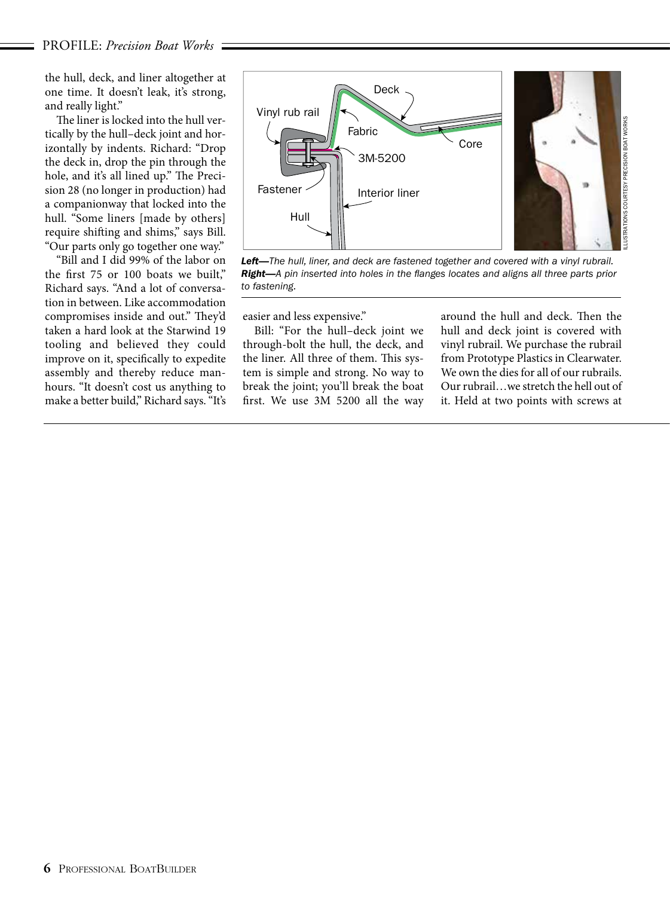the hull, deck, and liner altogether at one time. It doesn't leak, it's strong, and really light."

The liner is locked into the hull vertically by the hull–deck joint and horizontally by indents. Richard: "Drop the deck in, drop the pin through the hole, and it's all lined up." The Precision 28 (no longer in production) had a companionway that locked into the hull. "Some liners [made by others] require shifting and shims," says Bill. "Our parts only go together one way."

"Bill and I did 99% of the labor on the first 75 or 100 boats we built," Richard says. "And a lot of conversation in between. Like accommodation compromises inside and out." They'd taken a hard look at the Starwind 19 tooling and believed they could improve on it, specifically to expedite assembly and thereby reduce man-hours. "It doesn't cost us anything to make a better build," Richard says. "It's easier and less expensive."

***Left***—*The hull, liner, and deck are fastened together and covered with a vinyl rubrail.* ***Right***—*A pin inserted into holes in the flanges locates and aligns all three parts prior to fastening.*

Bill: "For the hull–deck joint we through-bolt the hull, the deck, and the liner. All three of them. This system is simple and strong. No way to break the joint; you'll break the boat first. We use 3M 5200 all the way around the hull and deck. Then the hull and deck joint is covered with vinyl rubrail. We purchase the rubrail from Prototype Plastics in Clearwater. We own the dies for all of our rubrails. Our rubrail…we stretch the hell out of it. Held at two points with screws at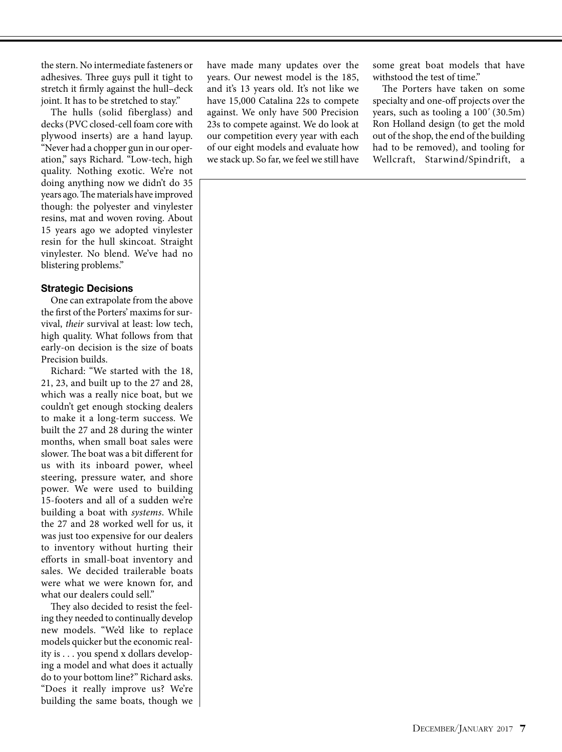the stern. No intermediate fasteners or adhesives. Three guys pull it tight to stretch it firmly against the hull–deck joint. It has to be stretched to stay."

The hulls (solid fiberglass) and decks (PVC closed-cell foam core with plywood inserts) are a hand layup. "Never had a chopper gun in our operation," says Richard. "Low-tech, high quality. Nothing exotic. We're not doing anything now we didn't do 35 years ago. The materials have improved though: the polyester and vinylester resins, mat and woven roving. About 15 years ago we adopted vinylester resin for the hull skincoat. Straight vinylester. No blend. We've had no blistering problems."

### Strategic Decisions

One can extrapolate from the above the first of the Porters' maxims for survival, *their* survival at least: low tech, high quality. What follows from that early-on decision is the size of boats Precision builds.

Richard: "We started with the 18, 21, 23, and built up to the 27 and 28, which was a really nice boat, but we couldn't get enough stocking dealers to make it a long-term success. We built the 27 and 28 during the winter months, when small boat sales were slower. The boat was a bit different for us with its inboard power, wheel steering, pressure water, and shore power. We were used to building 15-footers and all of a sudden we're building a boat with *systems*. While the 27 and 28 worked well for us, it was just too expensive for our dealers to inventory without hurting their efforts in small-boat inventory and sales. We decided trailerable boats were what we were known for, and what our dealers could sell."

They also decided to resist the feeling they needed to continually develop new models. "We'd like to replace models quicker but the economic reality is . . . you spend x dollars developing a model and what does it actually do to your bottom line?" Richard asks. "Does it really improve us? We're building the same boats, though we have made many updates over the years. Our newest model is the 185, and it's 13 years old. It's not like we have 15,000 Catalina 22s to compete against. We only have 500 Precision 23s to compete against. We do look at our competition every year with each of our eight models and evaluate how we stack up. So far, we feel we still have some great boat models that have withstood the test of time."

The Porters have taken on some specialty and one-off projects over the years, such as tooling a 100′ (30.5m) Ron Holland design (to get the mold out of the shop, the end of the building had to be removed), and tooling for Wellcraft, Starwind/Spindrift, a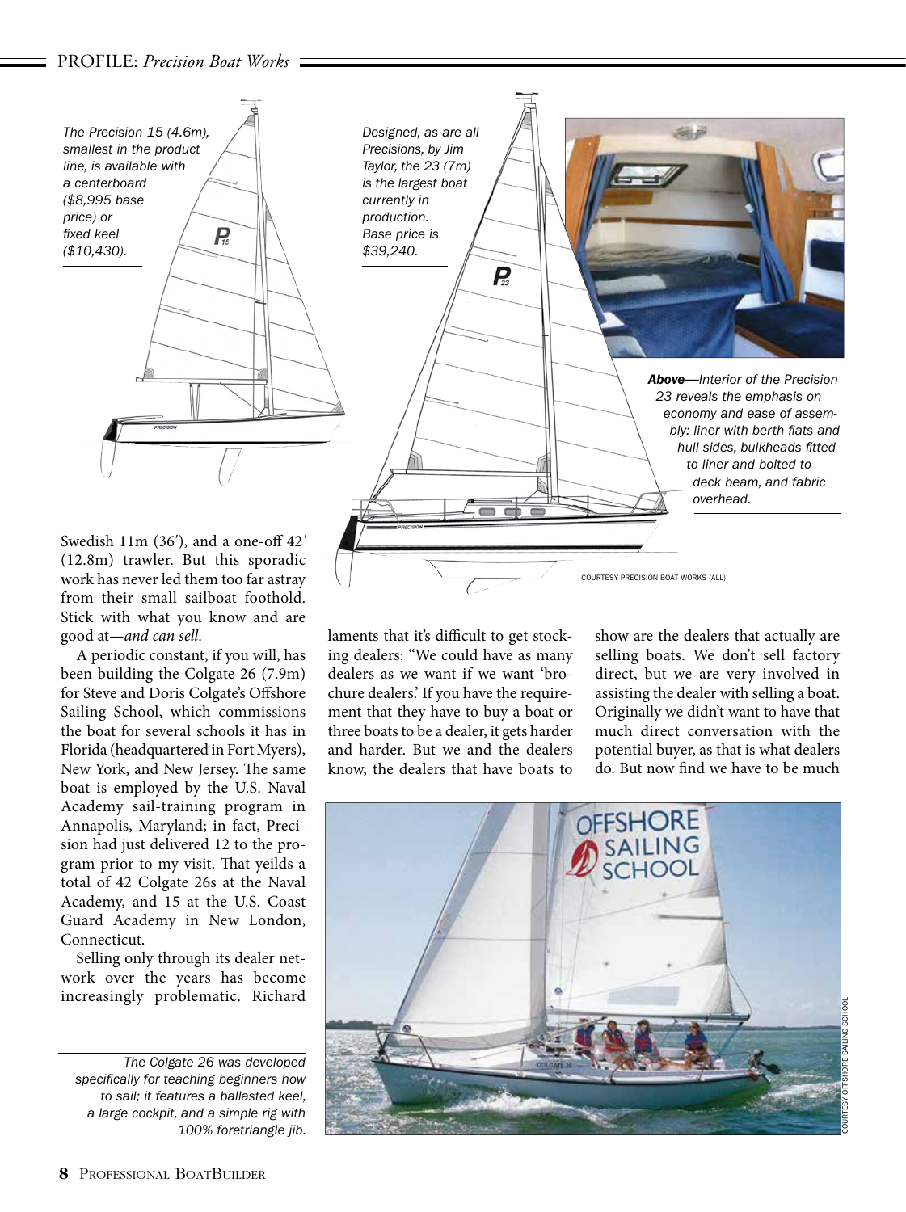The Precision 15 (4.6m), smallest in the product line, is available with a centerboard ($8,995 base price) or fixed keel ($10,430).

Designed, as are all Precisions, by Jim Taylor, the 23 (7m) is the largest boat currently in production. Base price is $39,240.

***Above***—*Interior of the Precision 23 reveals the emphasis on economy and ease of assembly: liner with berth flats and hull sides, bulkheads fitted to liner and bolted to deck beam, and fabric overhead.*

COURTESY PRECISION BOAT WORKS (ALL)

Swedish 11m (36′), and a one-off 42′ (12.8m) trawler. But this sporadic work has never led them too far astray from their small sailboat foothold. Stick with what you know and are good at—*and can sell.*

A periodic constant, if you will, has been building the Colgate 26 (7.9m) for Steve and Doris Colgate's Offshore Sailing School, which commissions the boat for several schools it has in Florida (headquartered in Fort Myers), New York, and New Jersey. The same boat is employed by the U.S. Naval Academy sail-training program in Annapolis, Maryland; in fact, Precision had just delivered 12 to the program prior to my visit. That yeilds a total of 42 Colgate 26s at the Naval Academy, and 15 at the U.S. Coast Guard Academy in New London, Connecticut.

Selling only through its dealer network over the years has become increasingly problematic. Richard laments that it's difficult to get stocking dealers: "We could have as many dealers as we want if we want 'brochure dealers.' If you have the requirement that they have to buy a boat or three boats to be a dealer, it gets harder and harder. But we and the dealers know, the dealers that have boats to show are the dealers that actually are selling boats. We don't sell factory direct, but we are very involved in assisting the dealer with selling a boat. Originally we didn't want to have that much direct conversation with the potential buyer, as that is what dealers do. But now find we have to be much

*The Colgate 26 was developed specifically for teaching beginners how to sail; it features a ballasted keel, a large cockpit, and a simple rig with 100% foretriangle jib.*

COURTESY OFFSHORE SAILING SCHOOL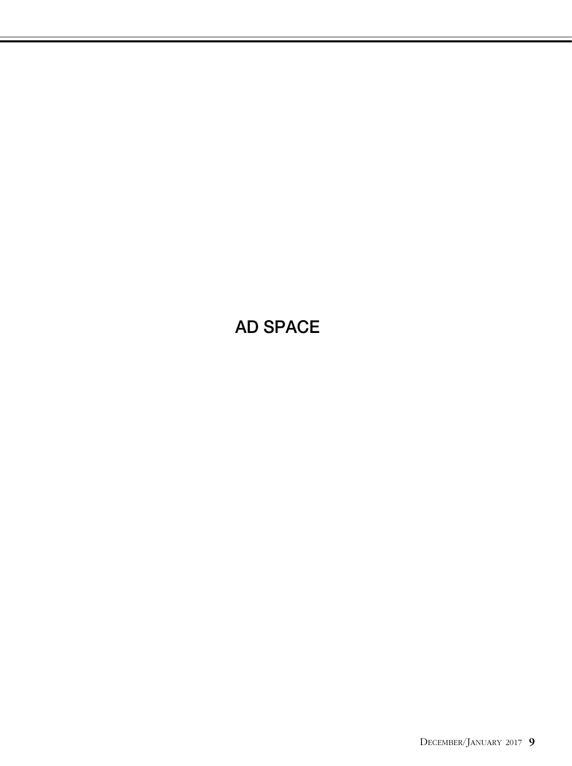AD SPACE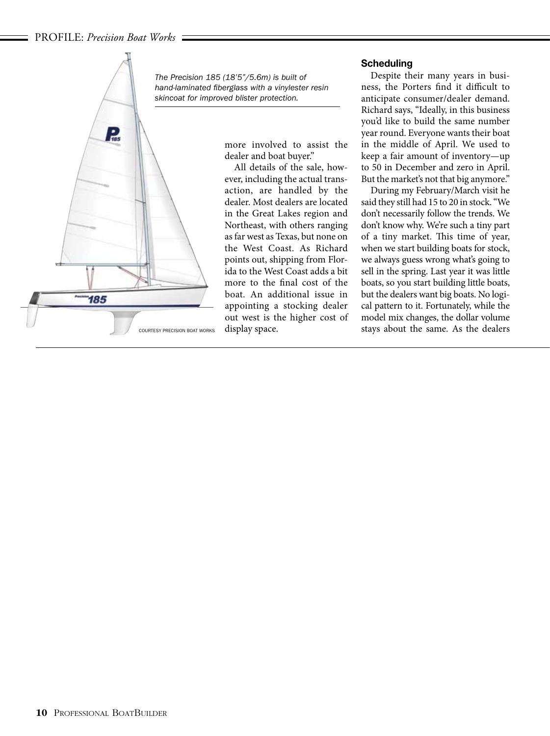*The Precision 185 (18'5"/5.6m) is built of hand-laminated fiberglass with a vinylester resin skincoat for improved blister protection.*

COURTESY PRECISION BOAT WORKS

more involved to assist the dealer and boat buyer."

All details of the sale, however, including the actual transaction, are handled by the dealer. Most dealers are located in the Great Lakes region and Northeast, with others ranging as far west as Texas, but none on the West Coast. As Richard points out, shipping from Florida to the West Coast adds a bit more to the final cost of the boat. An additional issue in appointing a stocking dealer out west is the higher cost of display space.

### Scheduling

Despite their many years in business, the Porters find it difficult to anticipate consumer/dealer demand. Richard says, "Ideally, in this business you'd like to build the same number year round. Everyone wants their boat in the middle of April. We used to keep a fair amount of inventory—up to 50 in December and zero in April. But the market's not that big anymore."

During my February/March visit he said they still had 15 to 20 in stock. "We don't necessarily follow the trends. We don't know why. We're such a tiny part of a tiny market. This time of year, when we start building boats for stock, we always guess wrong what's going to sell in the spring. Last year it was little boats, so you start building little boats, but the dealers want big boats. No logical pattern to it. Fortunately, while the model mix changes, the dollar volume stays about the same. As the dealers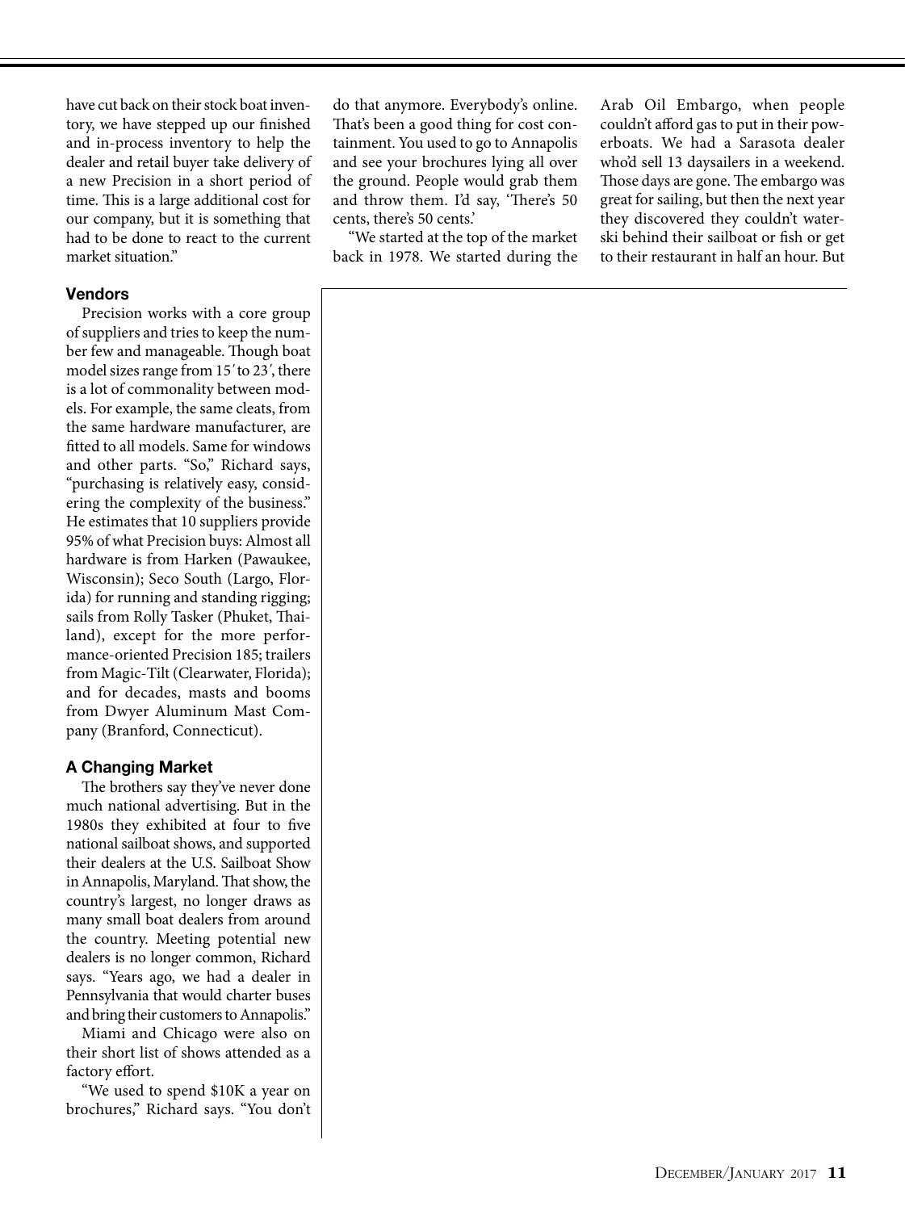have cut back on their stock boat inventory, we have stepped up our finished and in-process inventory to help the dealer and retail buyer take delivery of a new Precision in a short period of time. This is a large additional cost for our company, but it is something that had to be done to react to the current market situation."

#### Vendors

Precision works with a core group of suppliers and tries to keep the number few and manageable. Though boat model sizes range from 15′ to 23′, there is a lot of commonality between models. For example, the same cleats, from the same hardware manufacturer, are fitted to all models. Same for windows and other parts. "So," Richard says, "purchasing is relatively easy, considering the complexity of the business." He estimates that 10 suppliers provide 95% of what Precision buys: Almost all hardware is from Harken (Pawaukee, Wisconsin); Seco South (Largo, Florida) for running and standing rigging; sails from Rolly Tasker (Phuket, Thailand), except for the more performance-oriented Precision 185; trailers from Magic-Tilt (Clearwater, Florida); and for decades, masts and booms from Dwyer Aluminum Mast Company (Branford, Connecticut).

#### A Changing Market

The brothers say they've never done much national advertising. But in the 1980s they exhibited at four to five national sailboat shows, and supported their dealers at the U.S. Sailboat Show in Annapolis, Maryland. That show, the country's largest, no longer draws as many small boat dealers from around the country. Meeting potential new dealers is no longer common, Richard says. "Years ago, we had a dealer in Pennsylvania that would charter buses and bring their customers to Annapolis."

Miami and Chicago were also on their short list of shows attended as a factory effort.

"We used to spend $10K a year on brochures," Richard says. "You don't do that anymore. Everybody's online. That's been a good thing for cost containment. You used to go to Annapolis and see your brochures lying all over the ground. People would grab them and throw them. I'd say, 'There's 50 cents, there's 50 cents.'

"We started at the top of the market back in 1978. We started during the Arab Oil Embargo, when people couldn't afford gas to put in their powerboats. We had a Sarasota dealer who'd sell 13 daysailers in a weekend. Those days are gone. The embargo was great for sailing, but then the next year they discovered they couldn't water-ski behind their sailboat or fish or get to their restaurant in half an hour. But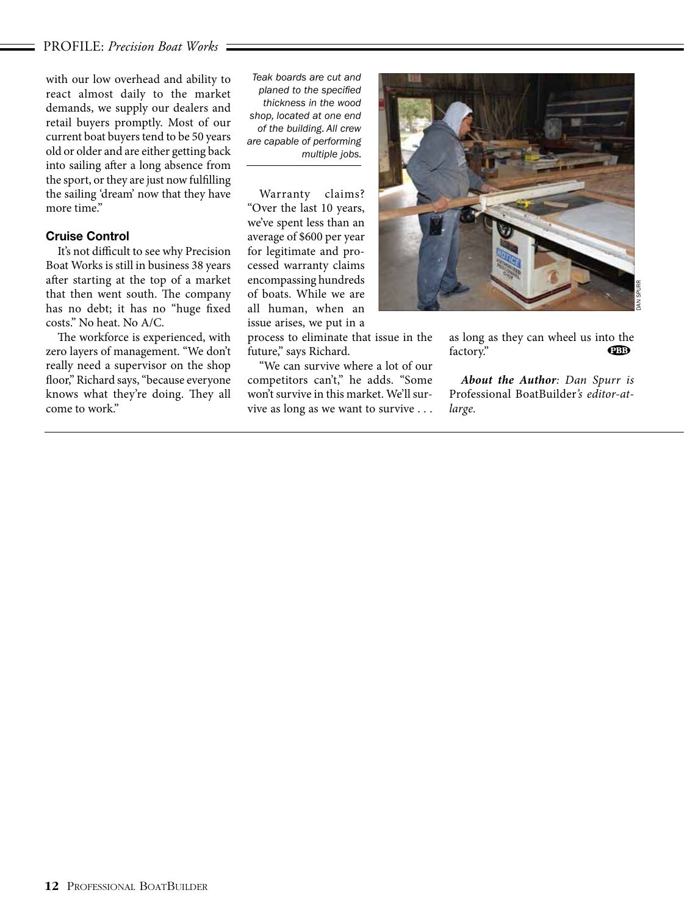with our low overhead and ability to react almost daily to the market demands, we supply our dealers and retail buyers promptly. Most of our current boat buyers tend to be 50 years old or older and are either getting back into sailing after a long absence from the sport, or they are just now fulfilling the sailing 'dream' now that they have more time."

### Cruise Control

It's not difficult to see why Precision Boat Works is still in business 38 years after starting at the top of a market that then went south. The company has no debt; it has no "huge fixed costs." No heat. No A/C.

The workforce is experienced, with zero layers of management. "We don't really need a supervisor on the shop floor," Richard says, "because everyone knows what they're doing. They all come to work."

*Teak boards are cut and planed to the specified thickness in the wood shop, located at one end of the building. All crew are capable of performing multiple jobs.*

Warranty claims? "Over the last 10 years, we've spent less than an average of $600 per year for legitimate and processed warranty claims encompassing hundreds of boats. While we are all human, when an issue arises, we put in a process to eliminate that issue in the future," says Richard.

"We can survive where a lot of our competitors can't," he adds. "Some won't survive in this market. We'll survive as long as we want to survive . . . as long as they can wheel us into the factory."

***About the Author***: *Dan Spurr is* Professional BoatBuilder*'s editor-at-large.*